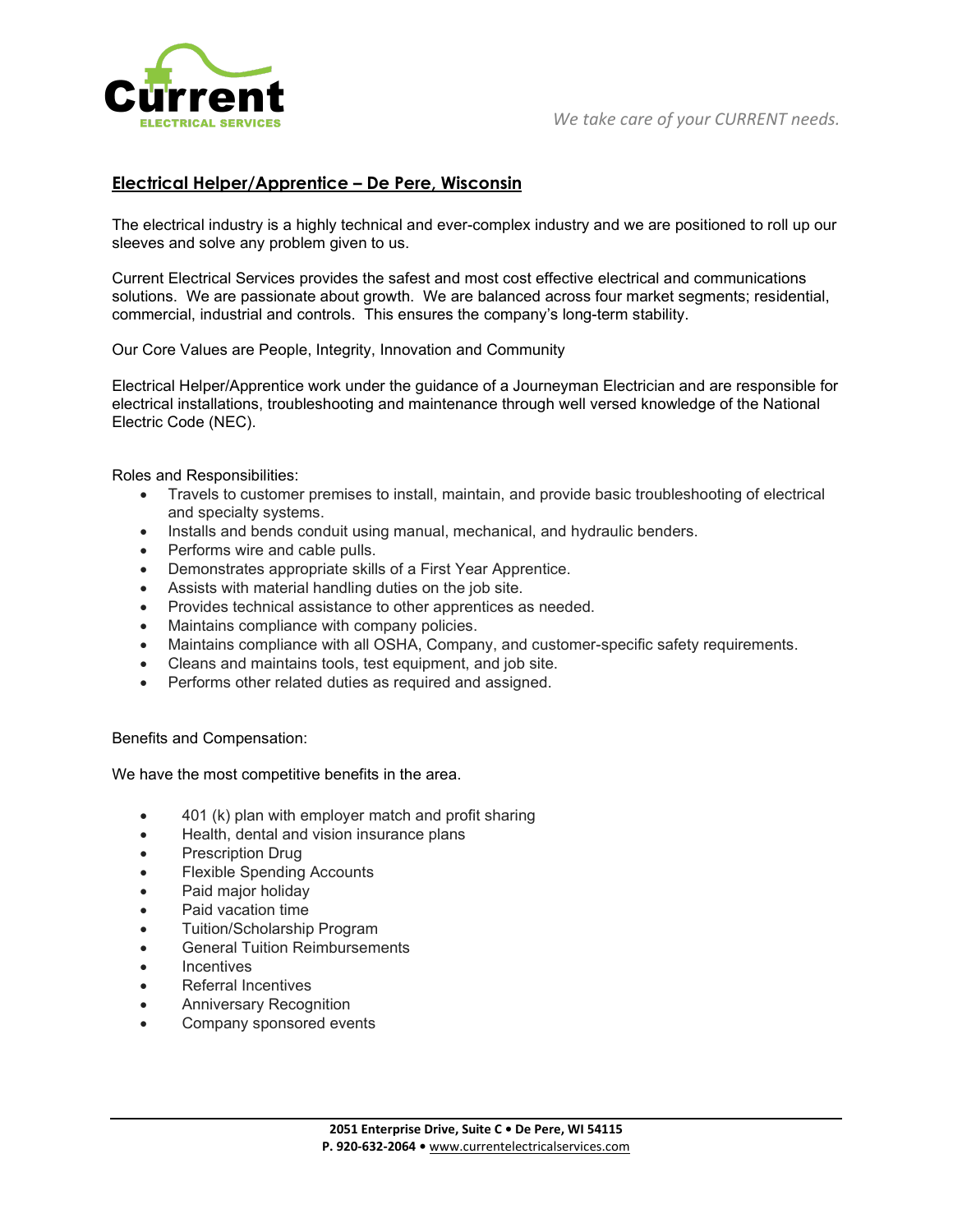**Current**
ELECTRICAL SERVICES

*We take care of your CURRENT needs.*

## Electrical Helper/Apprentice – De Pere, Wisconsin

The electrical industry is a highly technical and ever-complex industry and we are positioned to roll up our sleeves and solve any problem given to us.

Current Electrical Services provides the safest and most cost effective electrical and communications solutions. We are passionate about growth. We are balanced across four market segments; residential, commercial, industrial and controls. This ensures the company's long-term stability.

Our Core Values are People, Integrity, Innovation and Community

Electrical Helper/Apprentice work under the guidance of a Journeyman Electrician and are responsible for electrical installations, troubleshooting and maintenance through well versed knowledge of the National Electric Code (NEC).

Roles and Responsibilities:

- Travels to customer premises to install, maintain, and provide basic troubleshooting of electrical and specialty systems.
- Installs and bends conduit using manual, mechanical, and hydraulic benders.
- Performs wire and cable pulls.
- Demonstrates appropriate skills of a First Year Apprentice.
- Assists with material handling duties on the job site.
- Provides technical assistance to other apprentices as needed.
- Maintains compliance with company policies.
- Maintains compliance with all OSHA, Company, and customer-specific safety requirements.
- Cleans and maintains tools, test equipment, and job site.
- Performs other related duties as required and assigned.

Benefits and Compensation:

We have the most competitive benefits in the area.

- 401 (k) plan with employer match and profit sharing
- Health, dental and vision insurance plans
- Prescription Drug
- Flexible Spending Accounts
- Paid major holiday
- Paid vacation time
- Tuition/Scholarship Program
- General Tuition Reimbursements
- Incentives
- Referral Incentives
- Anniversary Recognition
- Company sponsored events

**2051 Enterprise Drive, Suite C • De Pere, WI 54115**
**P. 920-632-2064 •** www.currentelectricalservices.com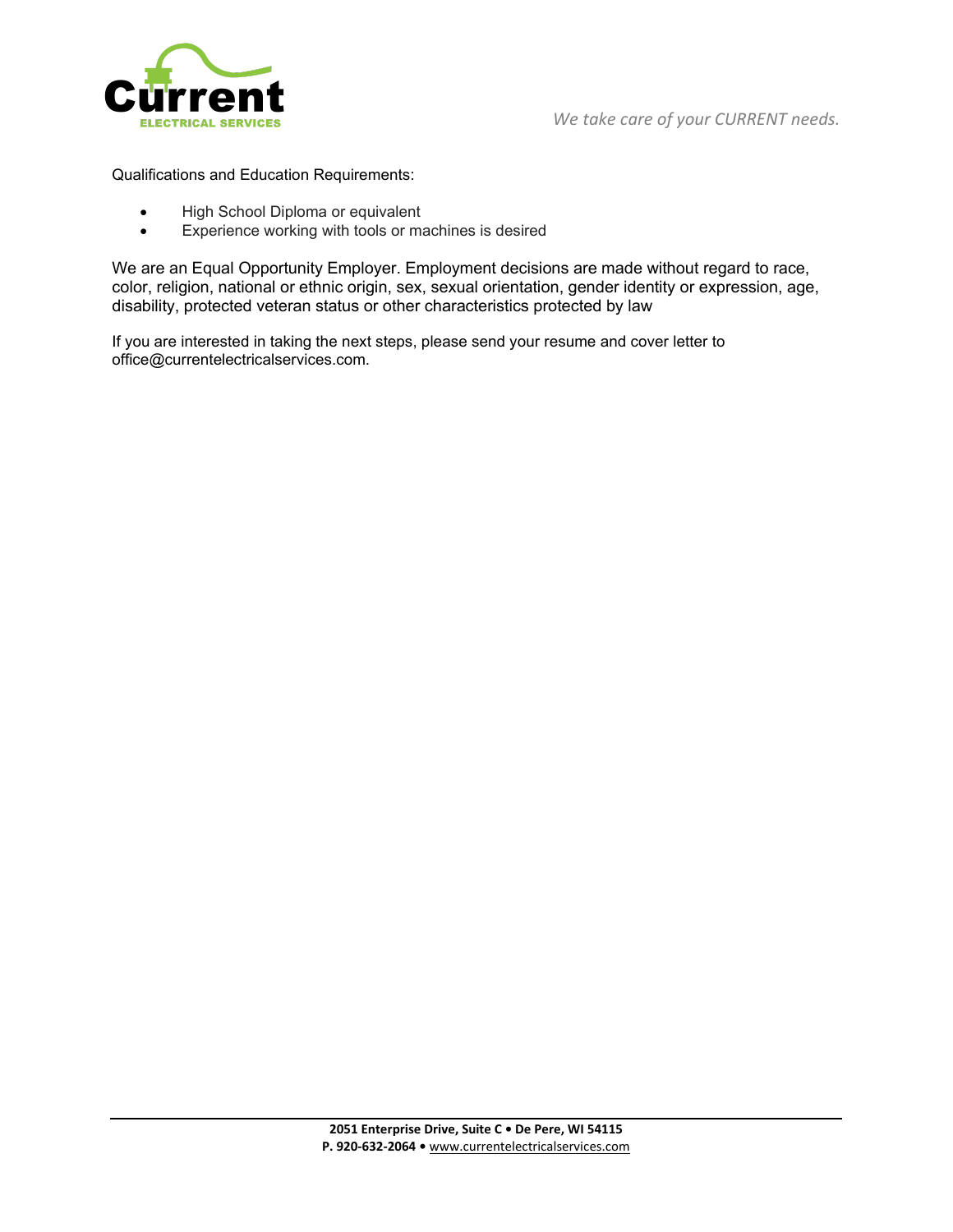Qualifications and Education Requirements:

- High School Diploma or equivalent
- Experience working with tools or machines is desired

We are an Equal Opportunity Employer. Employment decisions are made without regard to race, color, religion, national or ethnic origin, sex, sexual orientation, gender identity or expression, age, disability, protected veteran status or other characteristics protected by law

If you are interested in taking the next steps, please send your resume and cover letter to office@currentelectricalservices.com.